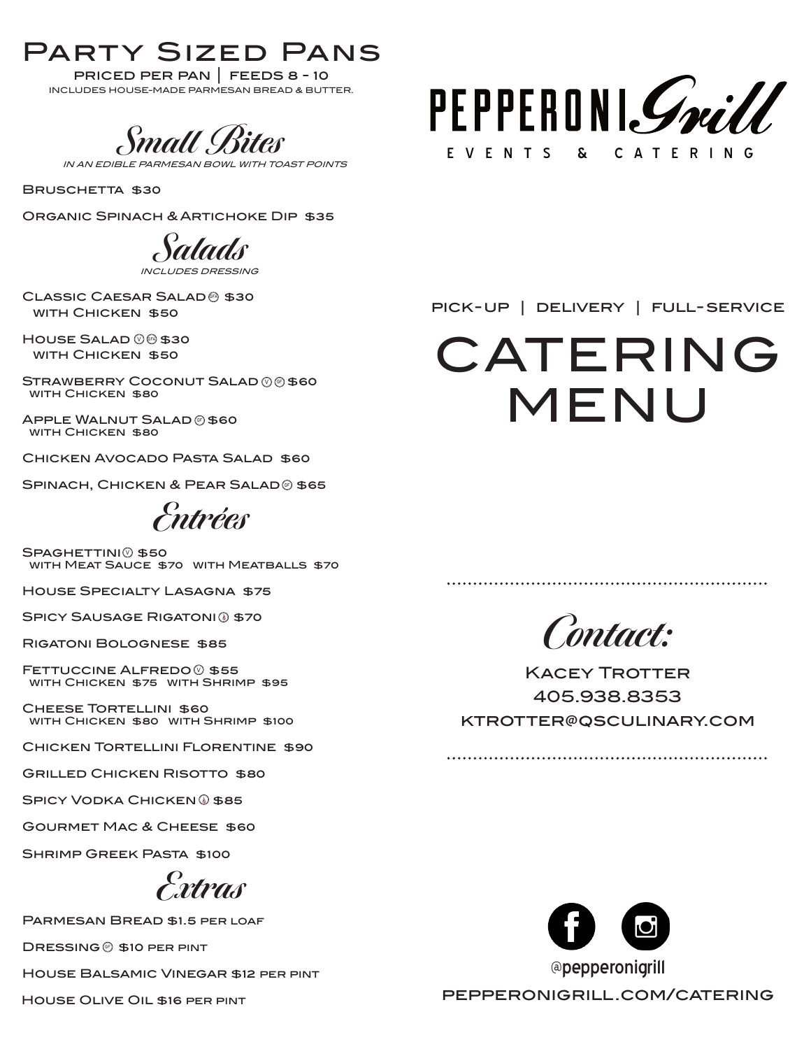# Party Sized Pans

PRICED PER PAN | FEEDS 8 - 10

INCLUDES HOUSE-MADE PARMESAN BREAD & BUTTER.

## Small Bites

*IN AN EDIBLE PARMESAN BOWL WITH TOAST POINTS*

Bruschetta $30

Organic Spinach & Artichoke Dip $35

## Salads

*INCLUDES DRESSING*

Classic Caesar Salad (GFA) $30
with Chicken $50

House Salad (V) (GFA) $30
with Chicken $50

Strawberry Coconut Salad (V) (GF) $60
with Chicken $80

Apple Walnut Salad (GF) $60
with Chicken $80

Chicken Avocado Pasta Salad $60

Spinach, Chicken & Pear Salad (GF) $65

## Entrées

Spaghettini (V) $50
with Meat Sauce $70 with Meatballs $70

House Specialty Lasagna $75

Spicy Sausage Rigatoni (Spicy) $70

Rigatoni Bolognese $85

Fettuccine Alfredo (V) $55
with Chicken $75 with Shrimp $95

Cheese Tortellini $60
with Chicken $80 with Shrimp $100

Chicken Tortellini Florentine $90

Grilled Chicken Risotto $80

Spicy Vodka Chicken (Spicy) $85

Gourmet Mac & Cheese $60

Shrimp Greek Pasta $100

## Extras

Parmesan Bread $1.5 per loaf

Dressing (GF) $10 per pint

House Balsamic Vinegar $12 per pint

House Olive Oil $16 per pint

# PEPPERONI Grill

EVENTS & CATERING

PICK-UP | DELIVERY | FULL-SERVICE

# CATERING MENU

## Contact:

Kacey Trotter
405.938.8353
ktrotter@qsculinary.com

@pepperonigrill

pepperonigrill.com/catering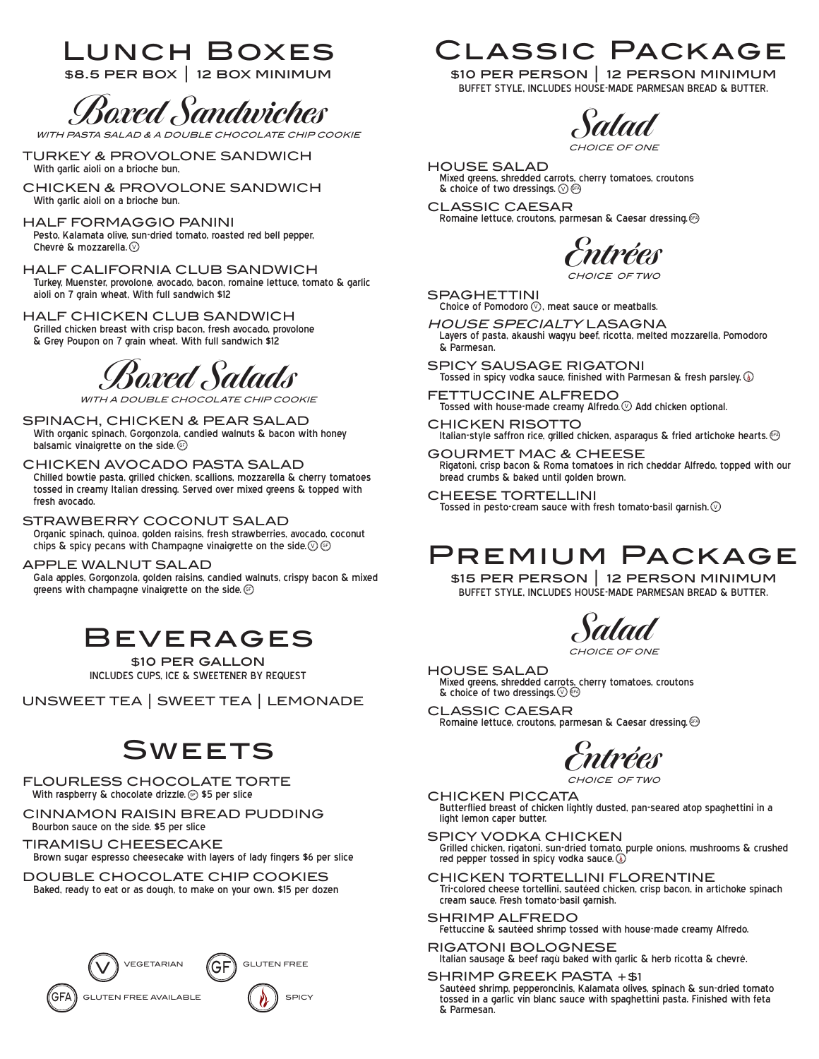# Lunch Boxes

**$8.5 PER BOX | 12 BOX MINIMUM**

## *Boxed Sandwiches*

*WITH PASTA SALAD & A DOUBLE CHOCOLATE CHIP COOKIE*

### TURKEY & PROVOLONE SANDWICH
With garlic aioli on a brioche bun.

### CHICKEN & PROVOLONE SANDWICH
With garlic aioli on a brioche bun.

### HALF FORMAGGIO PANINI
Pesto, Kalamata olive, sun-dried tomato, roasted red bell pepper, Chevré & mozzarella. (V)

### HALF CALIFORNIA CLUB SANDWICH
Turkey, Muenster, provolone, avocado, bacon, romaine lettuce, tomato & garlic aioli on 7 grain wheat. With full sandwich $12

### HALF CHICKEN CLUB SANDWICH
Grilled chicken breast with crisp bacon, fresh avocado, provolone & Grey Poupon on 7 grain wheat. With full sandwich $12

## *Boxed Salads*

*WITH A DOUBLE CHOCOLATE CHIP COOKIE*

### SPINACH, CHICKEN & PEAR SALAD
With organic spinach, Gorgonzola, candied walnuts & bacon with honey balsamic vinaigrette on the side. (GF)

### CHICKEN AVOCADO PASTA SALAD
Chilled bowtie pasta, grilled chicken, scallions, mozzarella & cherry tomatoes tossed in creamy Italian dressing. Served over mixed greens & topped with fresh avocado.

### STRAWBERRY COCONUT SALAD
Organic spinach, quinoa, golden raisins, fresh strawberries, avocado, coconut chips & spicy pecans with Champagne vinaigrette on the side. (V) (GF)

### APPLE WALNUT SALAD
Gala apples, Gorgonzola, golden raisins, candied walnuts, crispy bacon & mixed greens with champagne vinaigrette on the side. (GF)

# Beverages

**$10 PER GALLON**

INCLUDES CUPS, ICE & SWEETENER BY REQUEST

UNSWEET TEA | SWEET TEA | LEMONADE

# Sweets

### FLOURLESS CHOCOLATE TORTE
With raspberry & chocolate drizzle. (GF) $5 per slice

### CINNAMON RAISIN BREAD PUDDING
Bourbon sauce on the side. $5 per slice

### TIRAMISU CHEESECAKE
Brown sugar espresso cheesecake with layers of lady fingers $6 per slice

### DOUBLE CHOCOLATE CHIP COOKIES
Baked, ready to eat or as dough, to make on your own. $15 per dozen

(V) VEGETARIAN (GF) GLUTEN FREE (GFA) GLUTEN FREE AVAILABLE (spicy icon) SPICY

# Classic Package

**$10 PER PERSON | 12 PERSON MINIMUM**

BUFFET STYLE, INCLUDES HOUSE-MADE PARMESAN BREAD & BUTTER.

## *Salad*

*CHOICE OF ONE*

### HOUSE SALAD
Mixed greens, shredded carrots, cherry tomatoes, croutons & choice of two dressings. (V) (GFA)

### CLASSIC CAESAR
Romaine lettuce, croutons, parmesan & Caesar dressing. (GFA)

## *Entrées*

*CHOICE OF TWO*

### SPAGHETTINI
Choice of Pomodoro (V), meat sauce or meatballs.

### *HOUSE SPECIALTY* LASAGNA
Layers of pasta, akaushi wagyu beef, ricotta, melted mozzarella, Pomodoro & Parmesan.

### SPICY SAUSAGE RIGATONI
Tossed in spicy vodka sauce, finished with Parmesan & fresh parsley. (Spicy)

### FETTUCCINE ALFREDO
Tossed with house-made creamy Alfredo. (V) Add chicken optional.

### CHICKEN RISOTTO
Italian-style saffron rice, grilled chicken, asparagus & fried artichoke hearts. (GFA)

### GOURMET MAC & CHEESE
Rigatoni, crisp bacon & Roma tomatoes in rich cheddar Alfredo, topped with our bread crumbs & baked until golden brown.

### CHEESE TORTELLINI
Tossed in pesto-cream sauce with fresh tomato-basil garnish. (V)

# Premium Package

**$15 PER PERSON | 12 PERSON MINIMUM**

BUFFET STYLE, INCLUDES HOUSE-MADE PARMESAN BREAD & BUTTER.

## *Salad*

*CHOICE OF ONE*

### HOUSE SALAD
Mixed greens, shredded carrots, cherry tomatoes, croutons & choice of two dressings. (V) (GFA)

### CLASSIC CAESAR
Romaine lettuce, croutons, parmesan & Caesar dressing. (GFA)

## *Entrées*

*CHOICE OF TWO*

### CHICKEN PICCATA
Butterflied breast of chicken lightly dusted, pan-seared atop spaghettini in a light lemon caper butter.

### SPICY VODKA CHICKEN
Grilled chicken, rigatoni, sun-dried tomato, purple onions, mushrooms & crushed red pepper tossed in spicy vodka sauce. (Spicy)

### CHICKEN TORTELLINI FLORENTINE
Tri-colored cheese tortellini, sautéed chicken, crisp bacon, in artichoke spinach cream sauce. Fresh tomato-basil garnish.

### SHRIMP ALFREDO
Fettuccine & sautéed shrimp tossed with house-made creamy Alfredo.

### RIGATONI BOLOGNESE
Italian sausage & beef ragù baked with garlic & herb ricotta & chevré.

### SHRIMP GREEK PASTA +$1
Sautéed shrimp, pepperoncinis, Kalamata olives, spinach & sun-dried tomato tossed in a garlic vin blanc sauce with spaghettini pasta. Finished with feta & Parmesan.